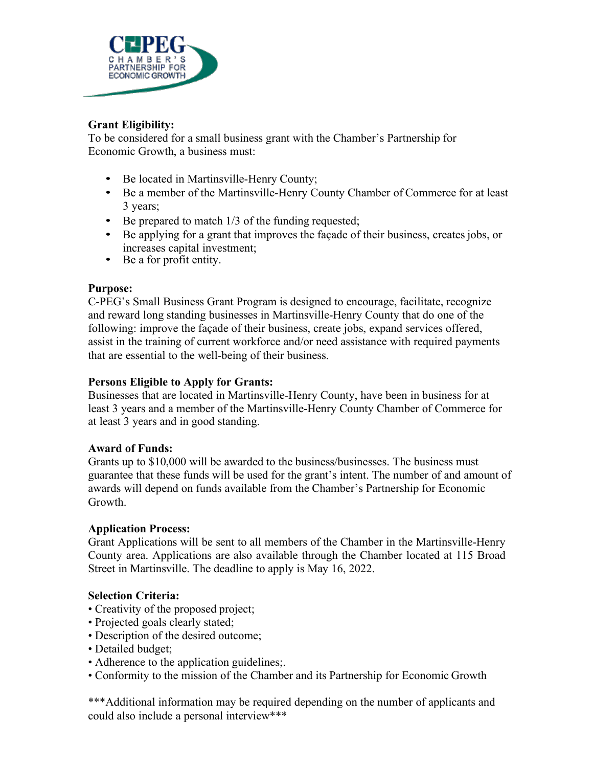**Grant Eligibility:**

To be considered for a small business grant with the Chamber's Partnership for Economic Growth, a business must:

- Be located in Martinsville-Henry County;
- Be a member of the Martinsville-Henry County Chamber of Commerce for at least 3 years;
- Be prepared to match 1/3 of the funding requested;
- Be applying for a grant that improves the façade of their business, creates jobs, or increases capital investment;
- Be a for profit entity.

**Purpose:**

C-PEG's Small Business Grant Program is designed to encourage, facilitate, recognize and reward long standing businesses in Martinsville-Henry County that do one of the following: improve the façade of their business, create jobs, expand services offered, assist in the training of current workforce and/or need assistance with required payments that are essential to the well-being of their business.

**Persons Eligible to Apply for Grants:**

Businesses that are located in Martinsville-Henry County, have been in business for at least 3 years and a member of the Martinsville-Henry County Chamber of Commerce for at least 3 years and in good standing.

**Award of Funds:**

Grants up to $10,000 will be awarded to the business/businesses. The business must guarantee that these funds will be used for the grant's intent. The number of and amount of awards will depend on funds available from the Chamber's Partnership for Economic Growth.

**Application Process:**

Grant Applications will be sent to all members of the Chamber in the Martinsville-Henry County area. Applications are also available through the Chamber located at 115 Broad Street in Martinsville. The deadline to apply is May 16, 2022.

**Selection Criteria:**

- Creativity of the proposed project;
- Projected goals clearly stated;
- Description of the desired outcome;
- Detailed budget;
- Adherence to the application guidelines;.
- Conformity to the mission of the Chamber and its Partnership for Economic Growth

***Additional information may be required depending on the number of applicants and could also include a personal interview***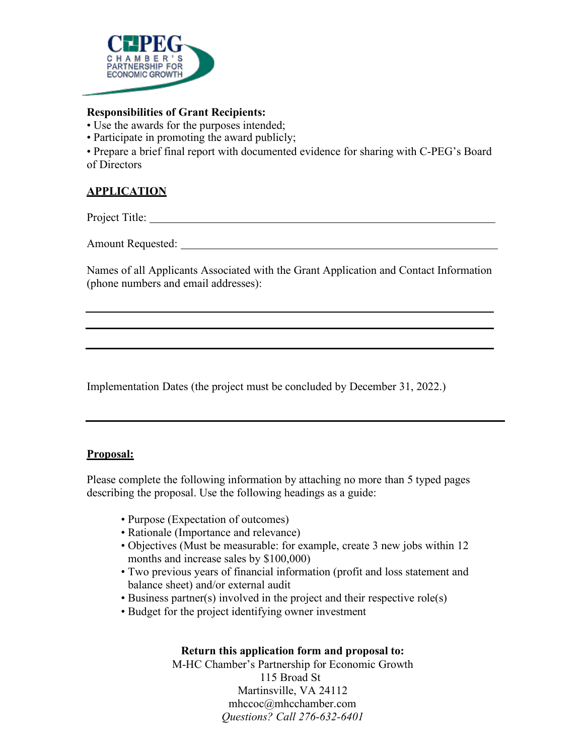**Responsibilities of Grant Recipients:**

- Use the awards for the purposes intended;
- Participate in promoting the award publicly;
- Prepare a brief final report with documented evidence for sharing with C-PEG's Board of Directors

## APPLICATION

Project Title: ______________________________________________________________

Amount Requested: __________________________________________________________

Names of all Applicants Associated with the Grant Application and Contact Information (phone numbers and email addresses):

______________________________________________________________________________

______________________________________________________________________________

______________________________________________________________________________

Implementation Dates (the project must be concluded by December 31, 2022.)

______________________________________________________________________________

## Proposal:

Please complete the following information by attaching no more than 5 typed pages describing the proposal. Use the following headings as a guide:

- Purpose (Expectation of outcomes)
- Rationale (Importance and relevance)
- Objectives (Must be measurable: for example, create 3 new jobs within 12 months and increase sales by $100,000)
- Two previous years of financial information (profit and loss statement and balance sheet) and/or external audit
- Business partner(s) involved in the project and their respective role(s)
- Budget for the project identifying owner investment

**Return this application form and proposal to:**
M-HC Chamber's Partnership for Economic Growth
115 Broad St
Martinsville, VA 24112
mhccoc@mhcchamber.com
*Questions? Call 276-632-6401*